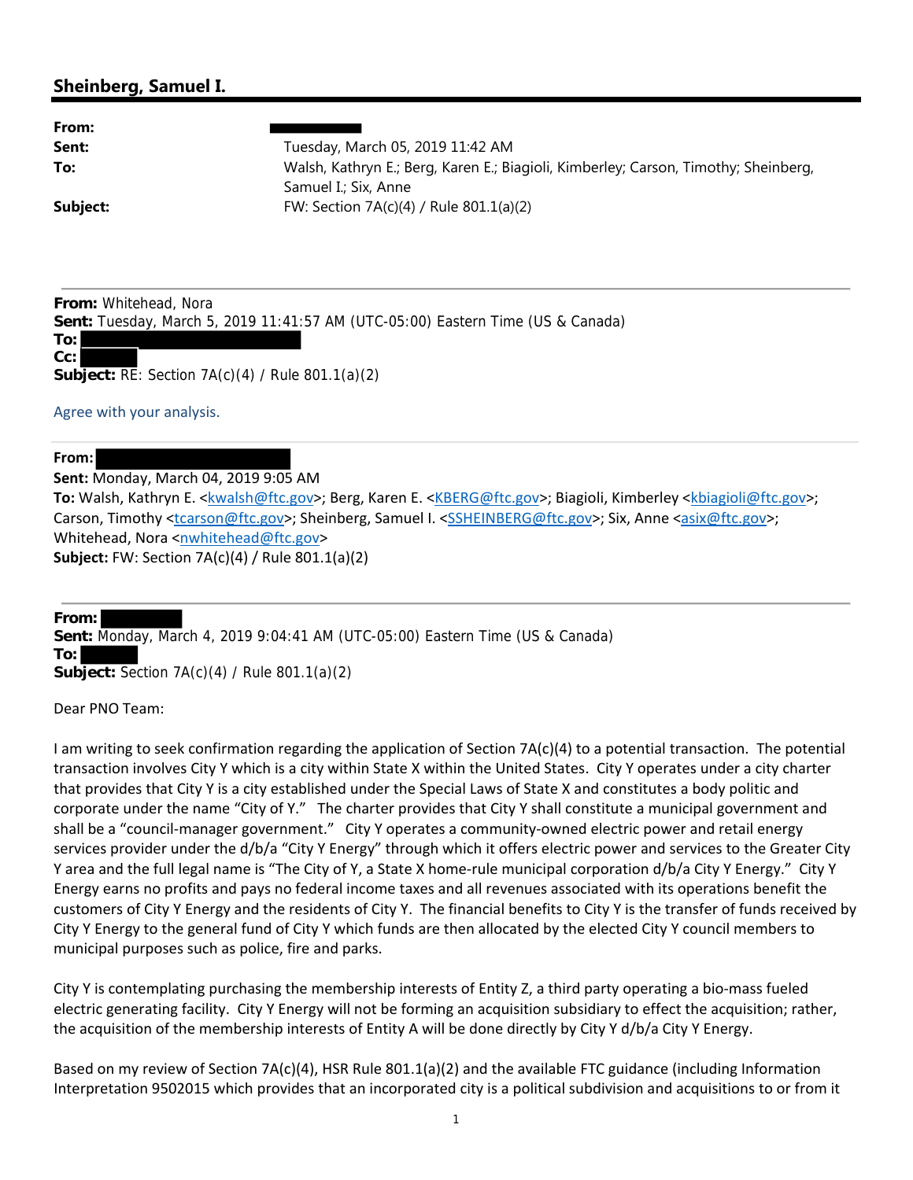## Sheinberg, Samuel I.

**From:**

**Sent:** Tuesday, March 05, 2019 11:42 AM

**To:** Walsh, Kathryn E.; Berg, Karen E.; Biagioli, Kimberley; Carson, Timothy; Sheinberg, Samuel I.; Six, Anne

**Subject:** FW: Section 7A(c)(4) / Rule 801.1(a)(2)

---

**From:** Whitehead, Nora
**Sent:** Tuesday, March 5, 2019 11:41:57 AM (UTC-05:00) Eastern Time (US & Canada)
**To:**
**Cc:**
**Subject:** RE: Section 7A(c)(4) / Rule 801.1(a)(2)

Agree with your analysis.

---

**From:**
**Sent:** Monday, March 04, 2019 9:05 AM
**To:** Walsh, Kathryn E. <kwalsh@ftc.gov>; Berg, Karen E. <KBERG@ftc.gov>; Biagioli, Kimberley <kbiagioli@ftc.gov>; Carson, Timothy <tcarson@ftc.gov>; Sheinberg, Samuel I. <SSHEINBERG@ftc.gov>; Six, Anne <asix@ftc.gov>; Whitehead, Nora <nwhitehead@ftc.gov>
**Subject:** FW: Section 7A(c)(4) / Rule 801.1(a)(2)

---

**From:**
**Sent:** Monday, March 4, 2019 9:04:41 AM (UTC-05:00) Eastern Time (US & Canada)
**To:**
**Subject:** Section 7A(c)(4) / Rule 801.1(a)(2)

Dear PNO Team:

I am writing to seek confirmation regarding the application of Section 7A(c)(4) to a potential transaction. The potential transaction involves City Y which is a city within State X within the United States. City Y operates under a city charter that provides that City Y is a city established under the Special Laws of State X and constitutes a body politic and corporate under the name "City of Y." The charter provides that City Y shall constitute a municipal government and shall be a "council-manager government." City Y operates a community-owned electric power and retail energy services provider under the d/b/a "City Y Energy" through which it offers electric power and services to the Greater City Y area and the full legal name is "The City of Y, a State X home-rule municipal corporation d/b/a City Y Energy." City Y Energy earns no profits and pays no federal income taxes and all revenues associated with its operations benefit the customers of City Y Energy and the residents of City Y. The financial benefits to City Y is the transfer of funds received by City Y Energy to the general fund of City Y which funds are then allocated by the elected City Y council members to municipal purposes such as police, fire and parks.

City Y is contemplating purchasing the membership interests of Entity Z, a third party operating a bio-mass fueled electric generating facility. City Y Energy will not be forming an acquisition subsidiary to effect the acquisition; rather, the acquisition of the membership interests of Entity A will be done directly by City Y d/b/a City Y Energy.

Based on my review of Section 7A(c)(4), HSR Rule 801.1(a)(2) and the available FTC guidance (including Information Interpretation 9502015 which provides that an incorporated city is a political subdivision and acquisitions to or from it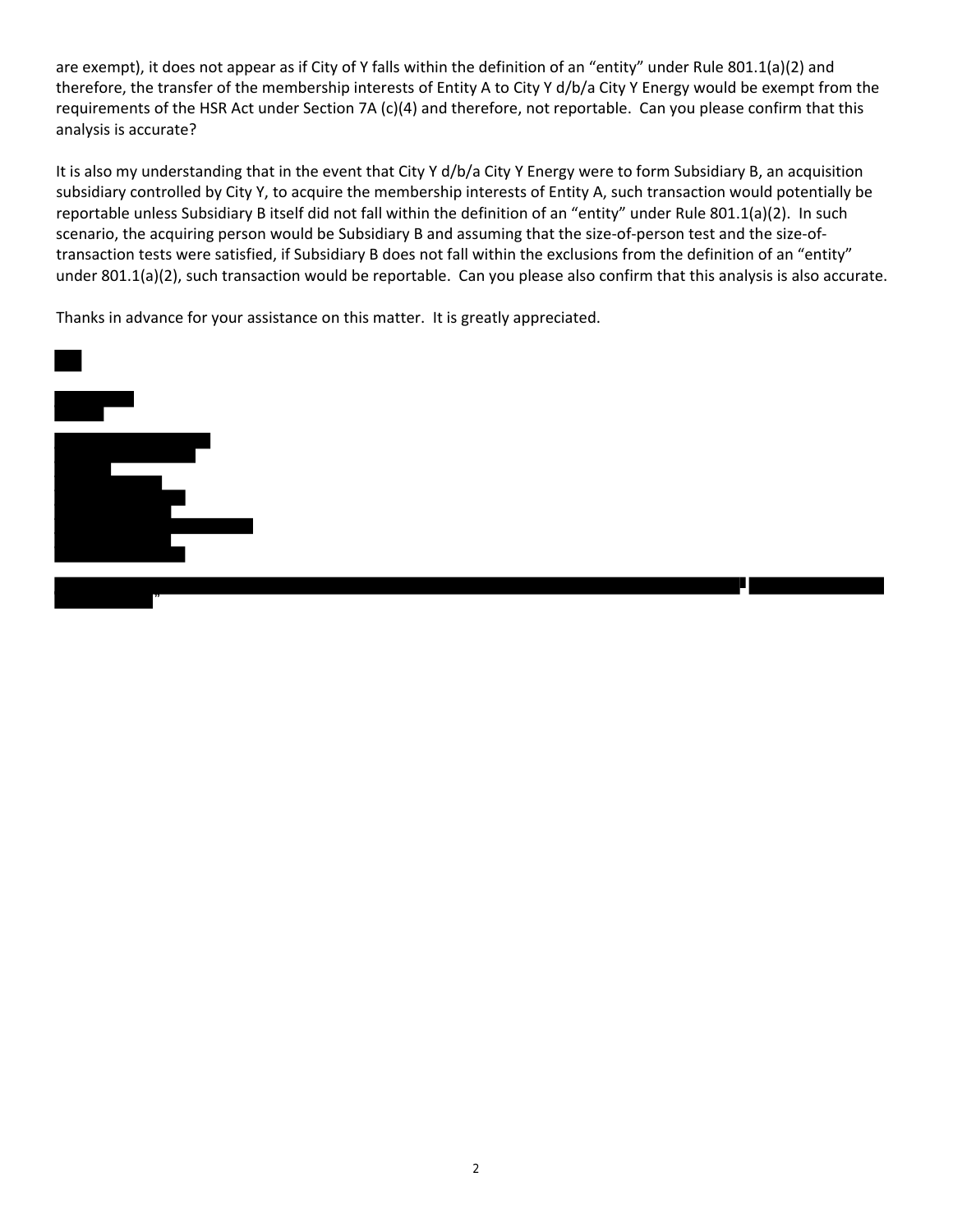are exempt), it does not appear as if City of Y falls within the definition of an "entity" under Rule 801.1(a)(2) and therefore, the transfer of the membership interests of Entity A to City Y d/b/a City Y Energy would be exempt from the requirements of the HSR Act under Section 7A (c)(4) and therefore, not reportable. Can you please confirm that this analysis is accurate?

It is also my understanding that in the event that City Y d/b/a City Y Energy were to form Subsidiary B, an acquisition subsidiary controlled by City Y, to acquire the membership interests of Entity A, such transaction would potentially be reportable unless Subsidiary B itself did not fall within the definition of an "entity" under Rule 801.1(a)(2). In such scenario, the acquiring person would be Subsidiary B and assuming that the size-of-person test and the size-of-transaction tests were satisfied, if Subsidiary B does not fall within the exclusions from the definition of an "entity" under 801.1(a)(2), such transaction would be reportable. Can you please also confirm that this analysis is also accurate.

Thanks in advance for your assistance on this matter. It is greatly appreciated.